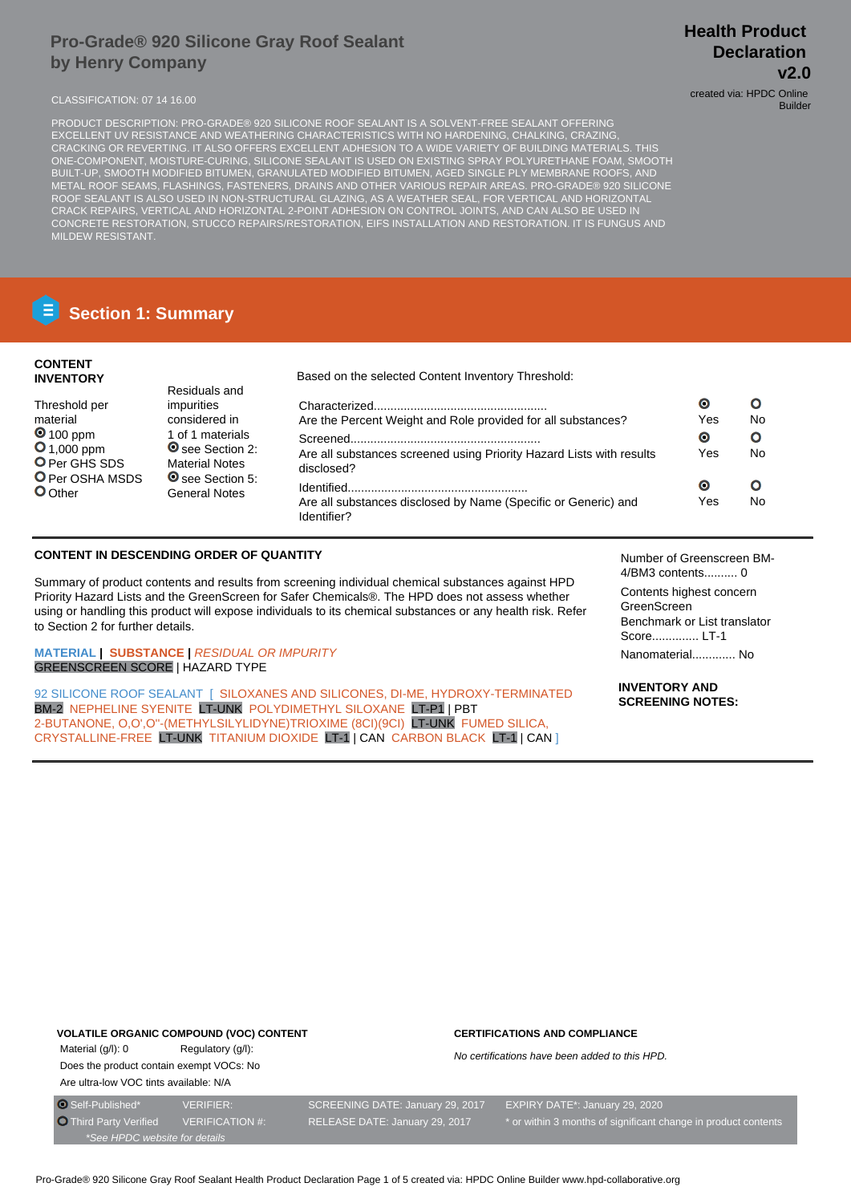# Pro-Grade® 920 Silicone Gray Roof Sealant by Henry Company

**Health Product Declaration v2.0**

created via: HPDC Online Builder

CLASSIFICATION: 07 14 16.00

PRODUCT DESCRIPTION: PRO-GRADE® 920 SILICONE ROOF SEALANT IS A SOLVENT-FREE SEALANT OFFERING EXCELLENT UV RESISTANCE AND WEATHERING CHARACTERISTICS WITH NO HARDENING, CHALKING, CRAZING, CRACKING OR REVERTING. IT ALSO OFFERS EXCELLENT ADHESION TO A WIDE VARIETY OF BUILDING MATERIALS. THIS ONE-COMPONENT, MOISTURE-CURING, SILICONE SEALANT IS USED ON EXISTING SPRAY POLYURETHANE FOAM, SMOOTH BUILT-UP, SMOOTH MODIFIED BITUMEN, GRANULATED MODIFIED BITUMEN, AGED SINGLE PLY MEMBRANE ROOFS, AND METAL ROOF SEAMS, FLASHINGS, FASTENERS, DRAINS AND OTHER VARIOUS REPAIR AREAS. PRO-GRADE® 920 SILICONE ROOF SEALANT IS ALSO USED IN NON-STRUCTURAL GLAZING, AS A WEATHER SEAL, FOR VERTICAL AND HORIZONTAL CRACK REPAIRS, VERTICAL AND HORIZONTAL 2-POINT ADHESION ON CONTROL JOINTS, AND CAN ALSO BE USED IN CONCRETE RESTORATION, STUCCO REPAIRS/RESTORATION, EIFS INSTALLATION AND RESTORATION. IT IS FUNGUS AND MILDEW RESISTANT.

## Section 1: Summary

**CONTENT INVENTORY**

Threshold per material
- (●) 100 ppm
- ( ) 1,000 ppm
- ( ) Per GHS SDS
- ( ) Per OSHA MSDS
- ( ) Other

Residuals and impurities considered in 1 of 1 materials
- (●) see Section 2: Material Notes
- (●) see Section 5: General Notes

Based on the selected Content Inventory Threshold:

| | Yes | No |
|---|---|---|
| Characterized... Are the Percent Weight and Role provided for all substances? | (●) | ( ) |
| Screened... Are all substances screened using Priority Hazard Lists with results disclosed? | (●) | ( ) |
| Identified... Are all substances disclosed by Name (Specific or Generic) and Identifier? | (●) | ( ) |

**CONTENT IN DESCENDING ORDER OF QUANTITY**

Summary of product contents and results from screening individual chemical substances against HPD Priority Hazard Lists and the GreenScreen for Safer Chemicals®. The HPD does not assess whether using or handling this product will expose individuals to its chemical substances or any health risk. Refer to Section 2 for further details.

**MATERIAL | SUBSTANCE |** *RESIDUAL OR IMPURITY*
GREENSCREEN SCORE | HAZARD TYPE

92 SILICONE ROOF SEALANT [ SILOXANES AND SILICONES, DI-ME, HYDROXY-TERMINATED BM-2 NEPHELINE SYENITE LT-UNK POLYDIMETHYL SILOXANE LT-P1 | PBT 2-BUTANONE, O,O',O''-(METHYLSILYLIDYNE)TRIOXIME (8CI)(9CI) LT-UNK FUMED SILICA, CRYSTALLINE-FREE LT-UNK TITANIUM DIOXIDE LT-1 | CAN CARBON BLACK LT-1 | CAN ]

Number of Greenscreen BM-4/BM3 contents.......... 0

Contents highest concern GreenScreen Benchmark or List translator Score.............. LT-1

Nanomaterial............. No

**INVENTORY AND SCREENING NOTES:**

**VOLATILE ORGANIC COMPOUND (VOC) CONTENT**

Material (g/l): 0 Regulatory (g/l):

Does the product contain exempt VOCs: No

Are ultra-low VOC tints available: N/A

**CERTIFICATIONS AND COMPLIANCE**

*No certifications have been added to this HPD.*

| | | | |
|---|---|---|---|
| (●) Self-Published* | VERIFIER: | SCREENING DATE: January 29, 2017 | EXPIRY DATE*: January 29, 2020 |
| ( ) Third Party Verified | VERIFICATION #: | RELEASE DATE: January 29, 2017 | * or within 3 months of significant change in product contents |

*See HPDC website for details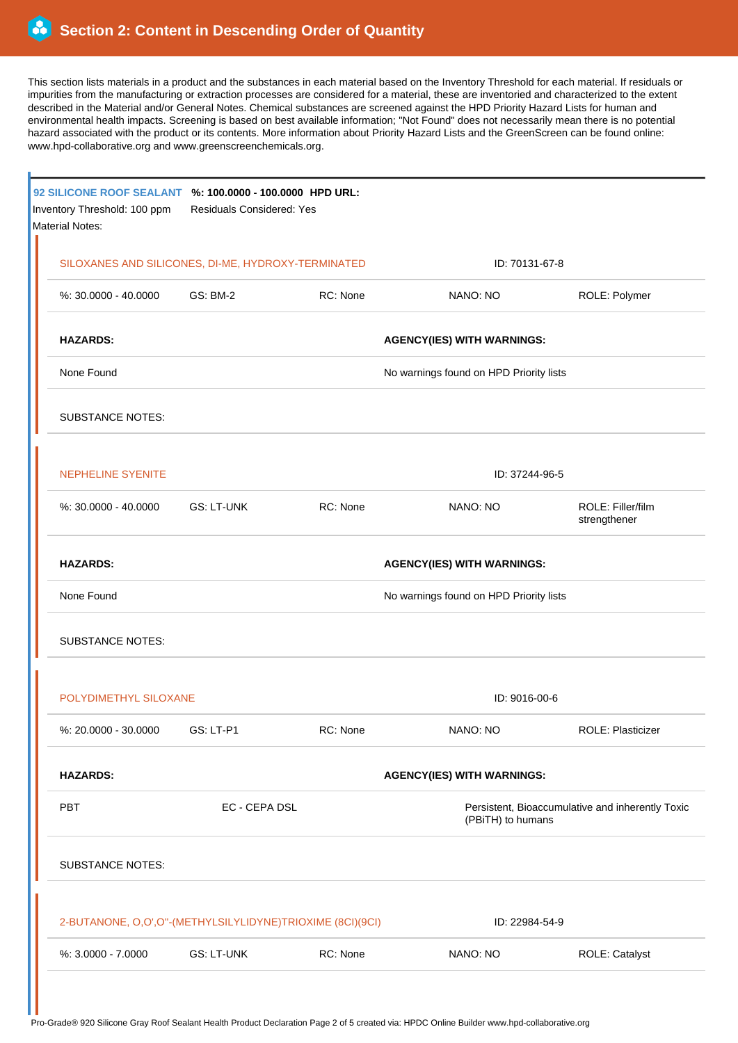## Section 2: Content in Descending Order of Quantity

This section lists materials in a product and the substances in each material based on the Inventory Threshold for each material. If residuals or impurities from the manufacturing or extraction processes are considered for a material, these are inventoried and characterized to the extent described in the Material and/or General Notes. Chemical substances are screened against the HPD Priority Hazard Lists for human and environmental health impacts. Screening is based on best available information; "Not Found" does not necessarily mean there is no potential hazard associated with the product or its contents. More information about Priority Hazard Lists and the GreenScreen can be found online: www.hpd-collaborative.org and www.greenscreenchemicals.org.

**92 SILICONE ROOF SEALANT** **%: 100.0000 - 100.0000** **HPD URL:**

Inventory Threshold: 100 ppm Residuals Considered: Yes

Material Notes:

### SILOXANES AND SILICONES, DI-ME, HYDROXY-TERMINATED

ID: 70131-67-8

| %: 30.0000 - 40.0000 | GS: BM-2 | RC: None | NANO: NO | ROLE: Polymer |
|---|---|---|---|---|

| HAZARDS: | AGENCY(IES) WITH WARNINGS: |
|---|---|
| None Found | No warnings found on HPD Priority lists |

SUBSTANCE NOTES:

### NEPHELINE SYENITE

ID: 37244-96-5

| %: 30.0000 - 40.0000 | GS: LT-UNK | RC: None | NANO: NO | ROLE: Filler/film strengthener |
|---|---|---|---|---|

| HAZARDS: | AGENCY(IES) WITH WARNINGS: |
|---|---|
| None Found | No warnings found on HPD Priority lists |

SUBSTANCE NOTES:

### POLYDIMETHYL SILOXANE

ID: 9016-00-6

| %: 20.0000 - 30.0000 | GS: LT-P1 | RC: None | NANO: NO | ROLE: Plasticizer |
|---|---|---|---|---|

| HAZARDS: | AGENCY(IES) WITH WARNINGS: | |
|---|---|---|
| PBT | EC - CEPA DSL | Persistent, Bioaccumulative and inherently Toxic (PBiTH) to humans |

SUBSTANCE NOTES:

### 2-BUTANONE, O,O',O"-(METHYLSILYLIDYNE)TRIOXIME (8CI)(9CI)

ID: 22984-54-9

| %: 3.0000 - 7.0000 | GS: LT-UNK | RC: None | NANO: NO | ROLE: Catalyst |
|---|---|---|---|---|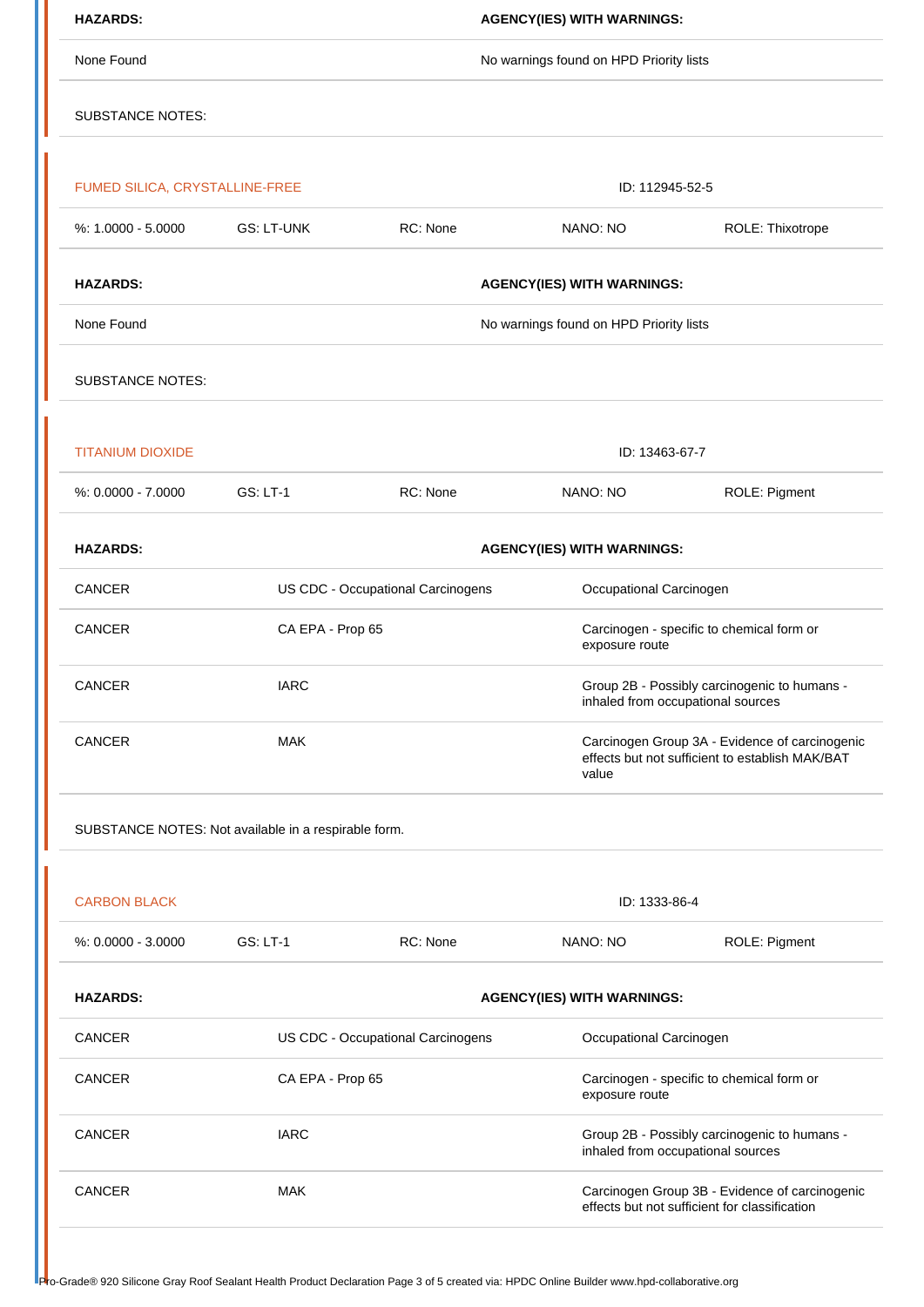| HAZARDS: | AGENCY(IES) WITH WARNINGS: |
|---|---|
| None Found | No warnings found on HPD Priority lists |

SUBSTANCE NOTES:

FUMED SILICA, CRYSTALLINE-FREE — ID: 112945-52-5

| %: 1.0000 - 5.0000 | GS: LT-UNK | RC: None | NANO: NO | ROLE: Thixotrope |
|---|---|---|---|---|

| HAZARDS: | AGENCY(IES) WITH WARNINGS: |
|---|---|
| None Found | No warnings found on HPD Priority lists |

SUBSTANCE NOTES:

TITANIUM DIOXIDE — ID: 13463-67-7

| %: 0.0000 - 7.0000 | GS: LT-1 | RC: None | NANO: NO | ROLE: Pigment |
|---|---|---|---|---|

| HAZARDS: | AGENCY(IES) WITH WARNINGS: | |
|---|---|---|
| CANCER | US CDC - Occupational Carcinogens | Occupational Carcinogen |
| CANCER | CA EPA - Prop 65 | Carcinogen - specific to chemical form or exposure route |
| CANCER | IARC | Group 2B - Possibly carcinogenic to humans - inhaled from occupational sources |
| CANCER | MAK | Carcinogen Group 3A - Evidence of carcinogenic effects but not sufficient to establish MAK/BAT value |

SUBSTANCE NOTES: Not available in a respirable form.

CARBON BLACK — ID: 1333-86-4

| %: 0.0000 - 3.0000 | GS: LT-1 | RC: None | NANO: NO | ROLE: Pigment |
|---|---|---|---|---|

| HAZARDS: | AGENCY(IES) WITH WARNINGS: | |
|---|---|---|
| CANCER | US CDC - Occupational Carcinogens | Occupational Carcinogen |
| CANCER | CA EPA - Prop 65 | Carcinogen - specific to chemical form or exposure route |
| CANCER | IARC | Group 2B - Possibly carcinogenic to humans - inhaled from occupational sources |
| CANCER | MAK | Carcinogen Group 3B - Evidence of carcinogenic effects but not sufficient for classification |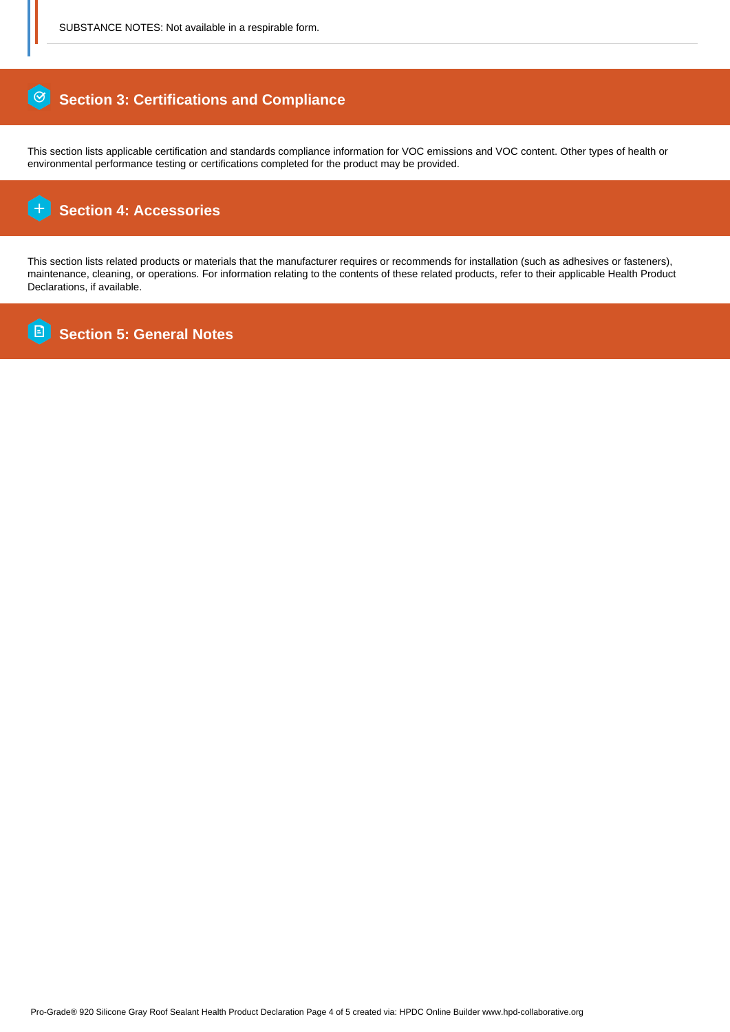SUBSTANCE NOTES: Not available in a respirable form.

## Section 3: Certifications and Compliance

This section lists applicable certification and standards compliance information for VOC emissions and VOC content. Other types of health or environmental performance testing or certifications completed for the product may be provided.

## Section 4: Accessories

This section lists related products or materials that the manufacturer requires or recommends for installation (such as adhesives or fasteners), maintenance, cleaning, or operations. For information relating to the contents of these related products, refer to their applicable Health Product Declarations, if available.

## Section 5: General Notes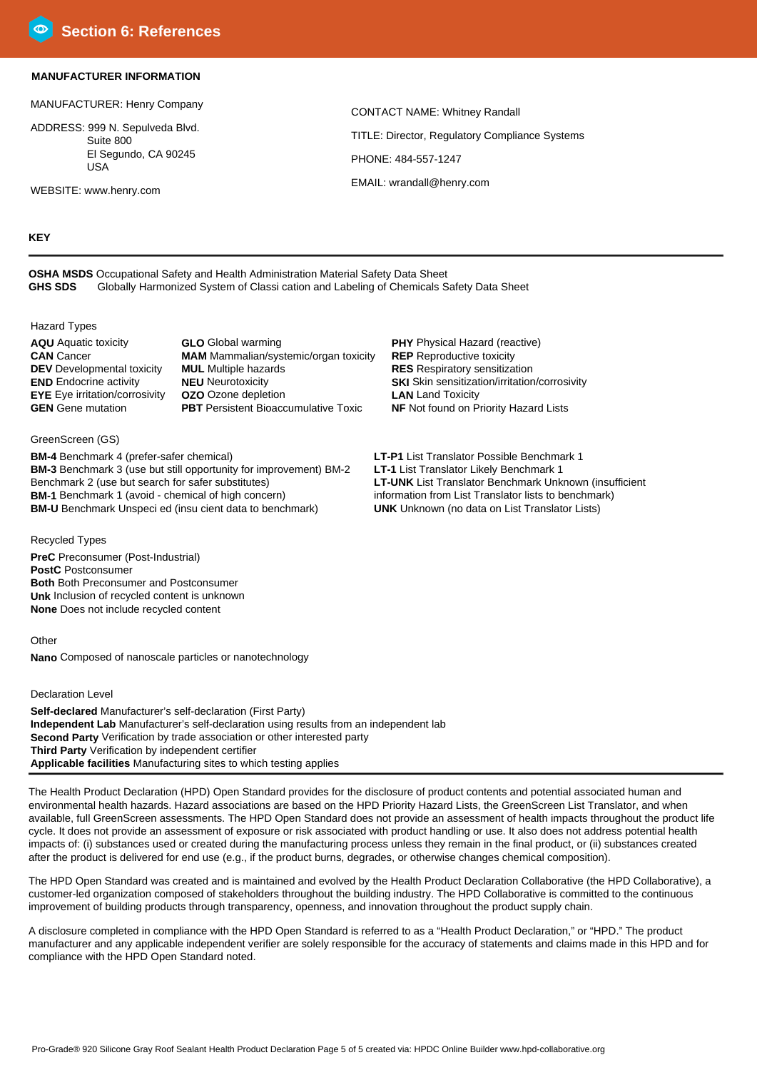# Section 6: References

## MANUFACTURER INFORMATION

MANUFACTURER: Henry Company

ADDRESS: 999 N. Sepulveda Blvd.
Suite 800
El Segundo, CA 90245
USA

WEBSITE: www.henry.com

CONTACT NAME: Whitney Randall

TITLE: Director, Regulatory Compliance Systems

PHONE: 484-557-1247

EMAIL: wrandall@henry.com

## KEY

**OSHA MSDS** Occupational Safety and Health Administration Material Safety Data Sheet
**GHS SDS** Globally Harmonized System of Classi cation and Labeling of Chemicals Safety Data Sheet

### Hazard Types

**AQU** Aquatic toxicity
**CAN** Cancer
**DEV** Developmental toxicity
**END** Endocrine activity
**EYE** Eye irritation/corrosivity
**GEN** Gene mutation
**GLO** Global warming
**MAM** Mammalian/systemic/organ toxicity
**MUL** Multiple hazards
**NEU** Neurotoxicity
**OZO** Ozone depletion
**PBT** Persistent Bioaccumulative Toxic
**PHY** Physical Hazard (reactive)
**REP** Reproductive toxicity
**RES** Respiratory sensitization
**SKI** Skin sensitization/irritation/corrosivity
**LAN** Land Toxicity
**NF** Not found on Priority Hazard Lists

### GreenScreen (GS)

**BM-4** Benchmark 4 (prefer-safer chemical)
**BM-3** Benchmark 3 (use but still opportunity for improvement) BM-2 Benchmark 2 (use but search for safer substitutes)
**BM-1** Benchmark 1 (avoid - chemical of high concern)
**BM-U** Benchmark Unspeci ed (insu cient data to benchmark)
**LT-P1** List Translator Possible Benchmark 1
**LT-1** List Translator Likely Benchmark 1
**LT-UNK** List Translator Benchmark Unknown (insufficient information from List Translator lists to benchmark)
**UNK** Unknown (no data on List Translator Lists)

### Recycled Types

**PreC** Preconsumer (Post-Industrial)
**PostC** Postconsumer
**Both** Both Preconsumer and Postconsumer
**Unk** Inclusion of recycled content is unknown
**None** Does not include recycled content

### Other

**Nano** Composed of nanoscale particles or nanotechnology

### Declaration Level

**Self-declared** Manufacturer's self-declaration (First Party)
**Independent Lab** Manufacturer's self-declaration using results from an independent lab
**Second Party** Verification by trade association or other interested party
**Third Party** Verification by independent certifier
**Applicable facilities** Manufacturing sites to which testing applies

The Health Product Declaration (HPD) Open Standard provides for the disclosure of product contents and potential associated human and environmental health hazards. Hazard associations are based on the HPD Priority Hazard Lists, the GreenScreen List Translator, and when available, full GreenScreen assessments. The HPD Open Standard does not provide an assessment of health impacts throughout the product life cycle. It does not provide an assessment of exposure or risk associated with product handling or use. It also does not address potential health impacts of: (i) substances used or created during the manufacturing process unless they remain in the final product, or (ii) substances created after the product is delivered for end use (e.g., if the product burns, degrades, or otherwise changes chemical composition).

The HPD Open Standard was created and is maintained and evolved by the Health Product Declaration Collaborative (the HPD Collaborative), a customer-led organization composed of stakeholders throughout the building industry. The HPD Collaborative is committed to the continuous improvement of building products through transparency, openness, and innovation throughout the product supply chain.

A disclosure completed in compliance with the HPD Open Standard is referred to as a "Health Product Declaration," or "HPD." The product manufacturer and any applicable independent verifier are solely responsible for the accuracy of statements and claims made in this HPD and for compliance with the HPD Open Standard noted.